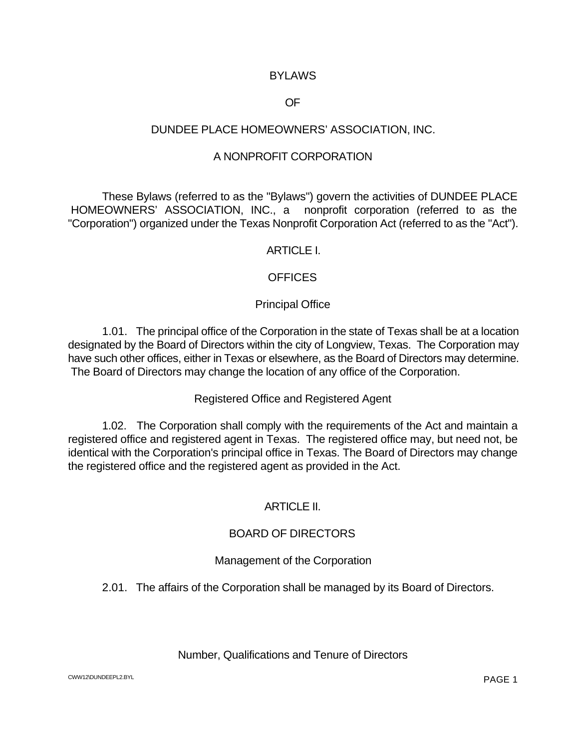# BYLAWS

# OF

# DUNDEE PLACE HOMEOWNERS' ASSOCIATION, INC.

# A NONPROFIT CORPORATION

These Bylaws (referred to as the "Bylaws") govern the activities of DUNDEE PLACE HOMEOWNERS' ASSOCIATION, INC., a nonprofit corporation (referred to as the "Corporation") organized under the Texas Nonprofit Corporation Act (referred to as the "Act").

## ARTICLE I.

## OFFICES

### Principal Office

1.01. The principal office of the Corporation in the state of Texas shall be at a location designated by the Board of Directors within the city of Longview, Texas. The Corporation may have such other offices, either in Texas or elsewhere, as the Board of Directors may determine. The Board of Directors may change the location of any office of the Corporation.

### Registered Office and Registered Agent

1.02. The Corporation shall comply with the requirements of the Act and maintain a registered office and registered agent in Texas. The registered office may, but need not, be identical with the Corporation's principal office in Texas. The Board of Directors may change the registered office and the registered agent as provided in the Act.

## ARTICLE II.

## BOARD OF DIRECTORS

### Management of the Corporation

2.01. The affairs of the Corporation shall be managed by its Board of Directors.

### Number, Qualifications and Tenure of Directors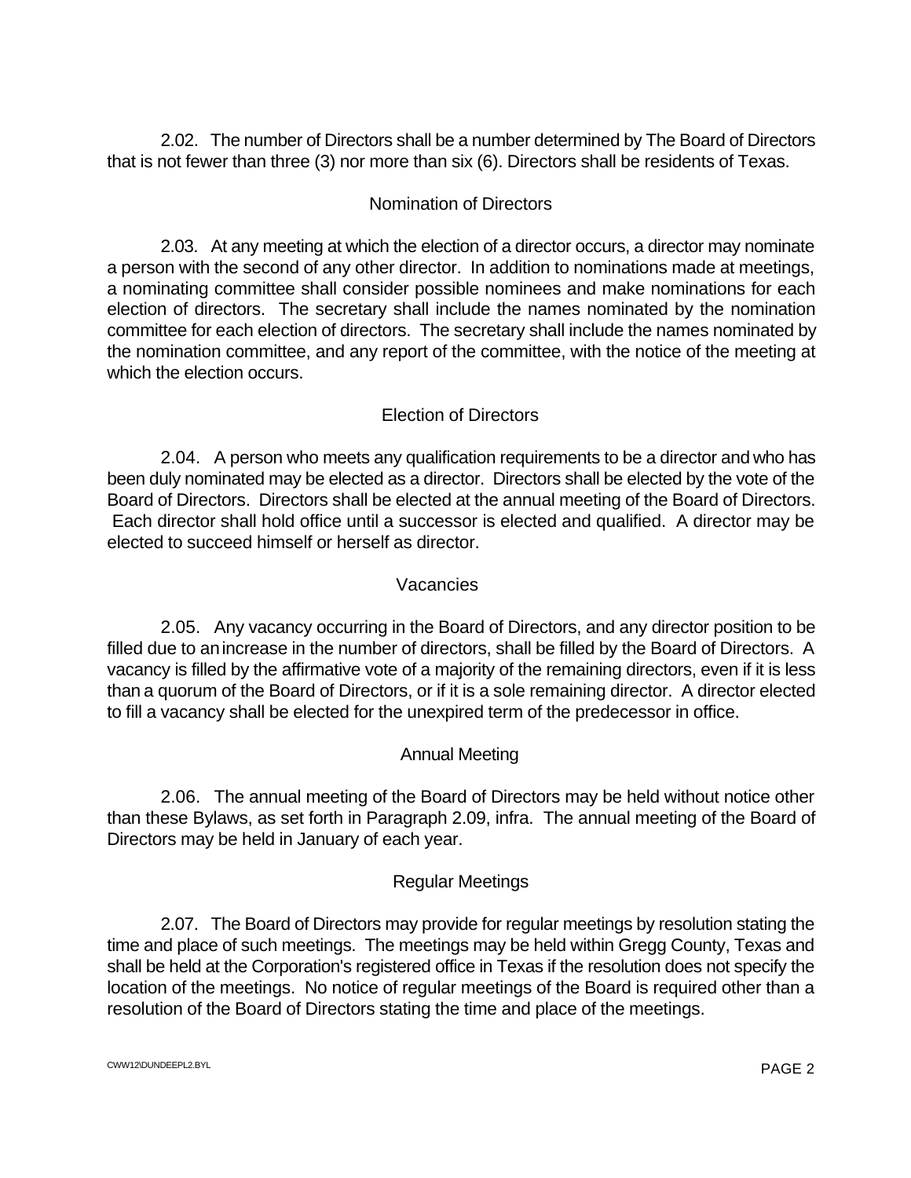2.02. The number of Directors shall be a number determined by The Board of Directors that is not fewer than three (3) nor more than six (6). Directors shall be residents of Texas.

## Nomination of Directors

2.03. At any meeting at which the election of a director occurs, a director may nominate a person with the second of any other director. In addition to nominations made at meetings, a nominating committee shall consider possible nominees and make nominations for each election of directors. The secretary shall include the names nominated by the nomination committee for each election of directors. The secretary shall include the names nominated by the nomination committee, and any report of the committee, with the notice of the meeting at which the election occurs.

## Election of Directors

2.04. A person who meets any qualification requirements to be a director and who has been duly nominated may be elected as a director. Directors shall be elected by the vote of the Board of Directors. Directors shall be elected at the annual meeting of the Board of Directors. Each director shall hold office until a successor is elected and qualified. A director may be elected to succeed himself or herself as director.

## Vacancies

2.05. Any vacancy occurring in the Board of Directors, and any director position to be filled due to an increase in the number of directors, shall be filled by the Board of Directors. A vacancy is filled by the affirmative vote of a majority of the remaining directors, even if it is less than a quorum of the Board of Directors, or if it is a sole remaining director. A director elected to fill a vacancy shall be elected for the unexpired term of the predecessor in office.

## Annual Meeting

2.06. The annual meeting of the Board of Directors may be held without notice other than these Bylaws, as set forth in Paragraph 2.09, infra. The annual meeting of the Board of Directors may be held in January of each year.

## Regular Meetings

2.07. The Board of Directors may provide for regular meetings by resolution stating the time and place of such meetings. The meetings may be held within Gregg County, Texas and shall be held at the Corporation's registered office in Texas if the resolution does not specify the location of the meetings. No notice of regular meetings of the Board is required other than a resolution of the Board of Directors stating the time and place of the meetings.

CWW12\DUNDEEPL2.BYL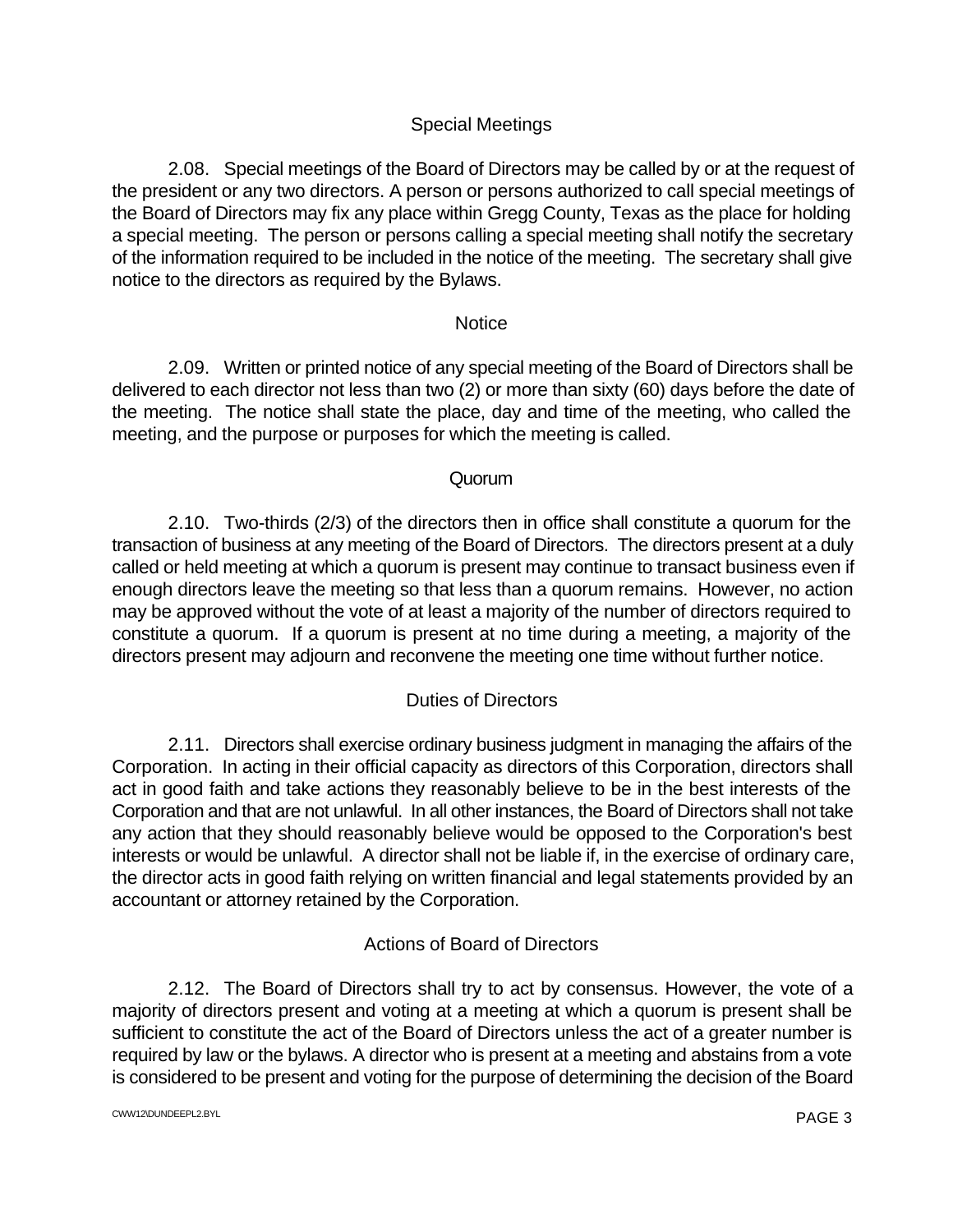### Special Meetings

2.08. Special meetings of the Board of Directors may be called by or at the request of the president or any two directors. A person or persons authorized to call special meetings of the Board of Directors may fix any place within Gregg County, Texas as the place for holding a special meeting. The person or persons calling a special meeting shall notify the secretary of the information required to be included in the notice of the meeting. The secretary shall give notice to the directors as required by the Bylaws.

### Notice

2.09. Written or printed notice of any special meeting of the Board of Directors shall be delivered to each director not less than two (2) or more than sixty (60) days before the date of the meeting. The notice shall state the place, day and time of the meeting, who called the meeting, and the purpose or purposes for which the meeting is called.

### Quorum

2.10. Two-thirds (2/3) of the directors then in office shall constitute a quorum for the transaction of business at any meeting of the Board of Directors. The directors present at a duly called or held meeting at which a quorum is present may continue to transact business even if enough directors leave the meeting so that less than a quorum remains. However, no action may be approved without the vote of at least a majority of the number of directors required to constitute a quorum. If a quorum is present at no time during a meeting, a majority of the directors present may adjourn and reconvene the meeting one time without further notice.

### Duties of Directors

2.11. Directors shall exercise ordinary business judgment in managing the affairs of the Corporation. In acting in their official capacity as directors of this Corporation, directors shall act in good faith and take actions they reasonably believe to be in the best interests of the Corporation and that are not unlawful. In all other instances, the Board of Directors shall not take any action that they should reasonably believe would be opposed to the Corporation's best interests or would be unlawful. A director shall not be liable if, in the exercise of ordinary care, the director acts in good faith relying on written financial and legal statements provided by an accountant or attorney retained by the Corporation.

### Actions of Board of Directors

2.12. The Board of Directors shall try to act by consensus. However, the vote of a majority of directors present and voting at a meeting at which a quorum is present shall be sufficient to constitute the act of the Board of Directors unless the act of a greater number is required by law or the bylaws. A director who is present at a meeting and abstains from a vote is considered to be present and voting for the purpose of determining the decision of the Board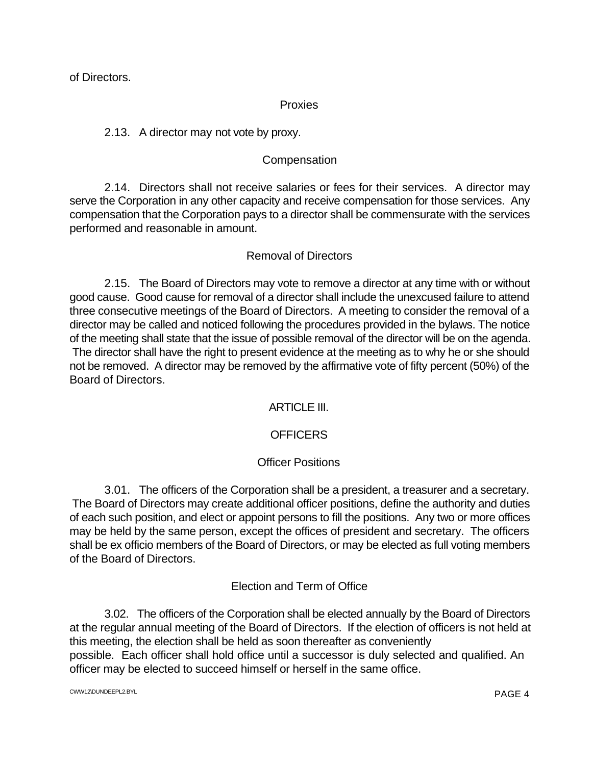of Directors.

### Proxies

2.13. A director may not vote by proxy.

### Compensation

2.14. Directors shall not receive salaries or fees for their services. A director may serve the Corporation in any other capacity and receive compensation for those services. Any compensation that the Corporation pays to a director shall be commensurate with the services performed and reasonable in amount.

### Removal of Directors

2.15. The Board of Directors may vote to remove a director at any time with or without good cause. Good cause for removal of a director shall include the unexcused failure to attend three consecutive meetings of the Board of Directors. A meeting to consider the removal of a director may be called and noticed following the procedures provided in the bylaws. The notice of the meeting shall state that the issue of possible removal of the director will be on the agenda. The director shall have the right to present evidence at the meeting as to why he or she should not be removed. A director may be removed by the affirmative vote of fifty percent (50%) of the Board of Directors.

## ARTICLE III.

## OFFICERS

### Officer Positions

3.01. The officers of the Corporation shall be a president, a treasurer and a secretary. The Board of Directors may create additional officer positions, define the authority and duties of each such position, and elect or appoint persons to fill the positions. Any two or more offices may be held by the same person, except the offices of president and secretary. The officers shall be ex officio members of the Board of Directors, or may be elected as full voting members of the Board of Directors.

### Election and Term of Office

3.02. The officers of the Corporation shall be elected annually by the Board of Directors at the regular annual meeting of the Board of Directors. If the election of officers is not held at this meeting, the election shall be held as soon thereafter as conveniently possible. Each officer shall hold office until a successor is duly selected and qualified. An officer may be elected to succeed himself or herself in the same office.

CWW12\DUNDEEPL2.BYL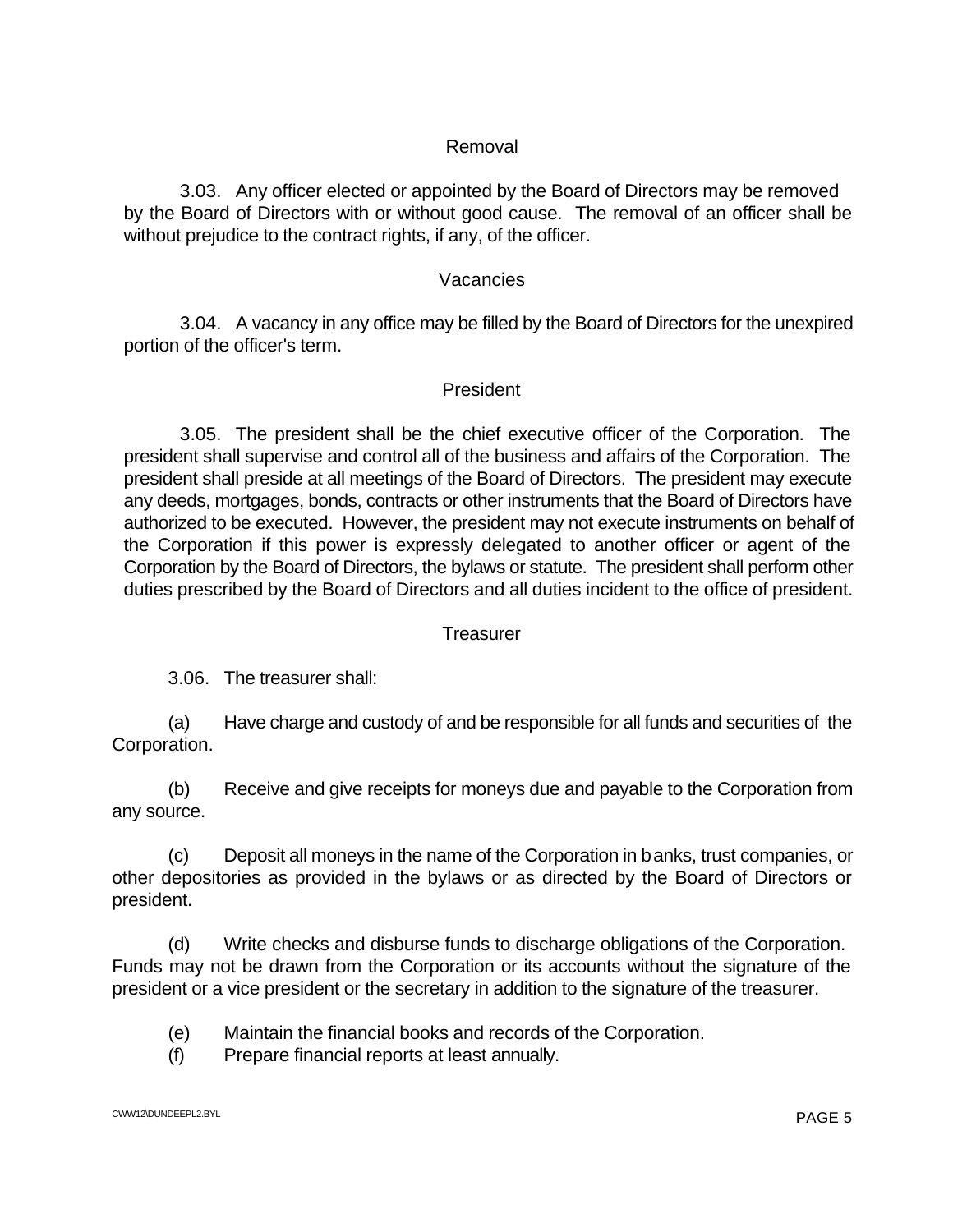### Removal

3.03. Any officer elected or appointed by the Board of Directors may be removed by the Board of Directors with or without good cause. The removal of an officer shall be without prejudice to the contract rights, if any, of the officer.

### Vacancies

3.04. A vacancy in any office may be filled by the Board of Directors for the unexpired portion of the officer's term.

### President

3.05. The president shall be the chief executive officer of the Corporation. The president shall supervise and control all of the business and affairs of the Corporation. The president shall preside at all meetings of the Board of Directors. The president may execute any deeds, mortgages, bonds, contracts or other instruments that the Board of Directors have authorized to be executed. However, the president may not execute instruments on behalf of the Corporation if this power is expressly delegated to another officer or agent of the Corporation by the Board of Directors, the bylaws or statute. The president shall perform other duties prescribed by the Board of Directors and all duties incident to the office of president.

### Treasurer

3.06. The treasurer shall:

(a) Have charge and custody of and be responsible for all funds and securities of the Corporation.

(b) Receive and give receipts for moneys due and payable to the Corporation from any source.

(c) Deposit all moneys in the name of the Corporation in banks, trust companies, or other depositories as provided in the bylaws or as directed by the Board of Directors or president.

(d) Write checks and disburse funds to discharge obligations of the Corporation. Funds may not be drawn from the Corporation or its accounts without the signature of the president or a vice president or the secretary in addition to the signature of the treasurer.

(e) Maintain the financial books and records of the Corporation.

(f) Prepare financial reports at least annually.

CWW12\DUNDEEPL2.BYL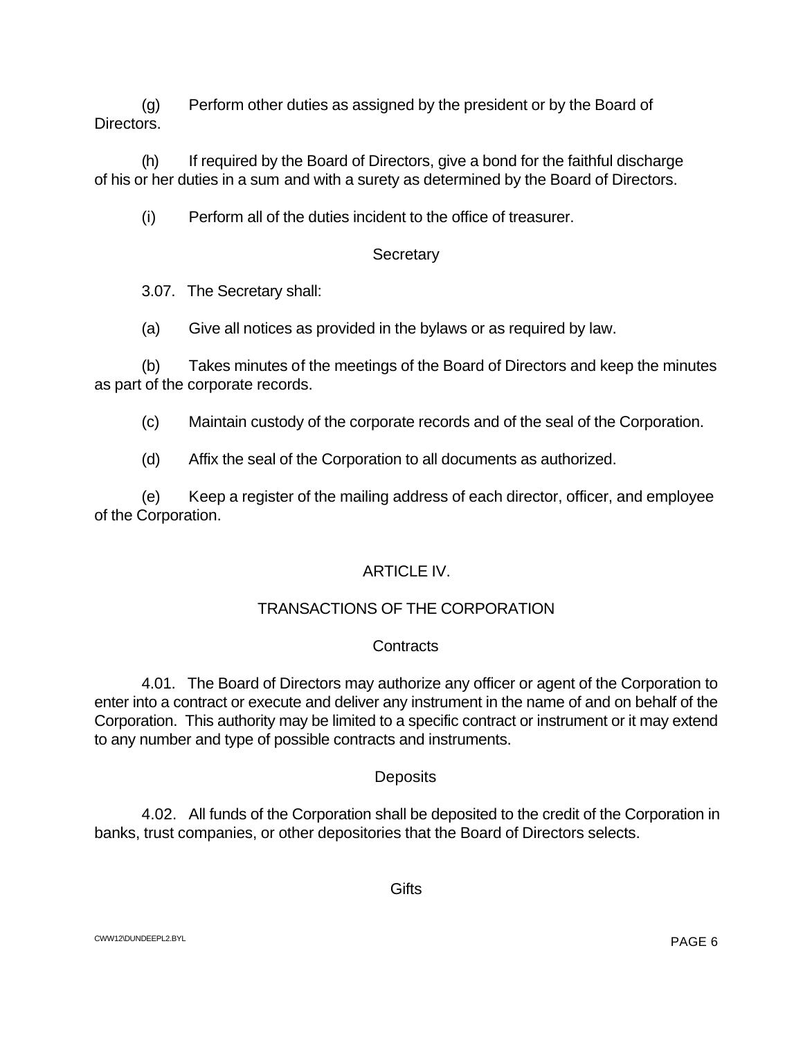(g) Perform other duties as assigned by the president or by the Board of Directors.

(h) If required by the Board of Directors, give a bond for the faithful discharge of his or her duties in a sum and with a surety as determined by the Board of Directors.

(i) Perform all of the duties incident to the office of treasurer.

### Secretary

3.07. The Secretary shall:

(a) Give all notices as provided in the bylaws or as required by law.

(b) Takes minutes of the meetings of the Board of Directors and keep the minutes as part of the corporate records.

(c) Maintain custody of the corporate records and of the seal of the Corporation.

(d) Affix the seal of the Corporation to all documents as authorized.

(e) Keep a register of the mailing address of each director, officer, and employee of the Corporation.

## ARTICLE IV.

## TRANSACTIONS OF THE CORPORATION

### Contracts

4.01. The Board of Directors may authorize any officer or agent of the Corporation to enter into a contract or execute and deliver any instrument in the name of and on behalf of the Corporation. This authority may be limited to a specific contract or instrument or it may extend to any number and type of possible contracts and instruments.

### Deposits

4.02. All funds of the Corporation shall be deposited to the credit of the Corporation in banks, trust companies, or other depositories that the Board of Directors selects.

### Gifts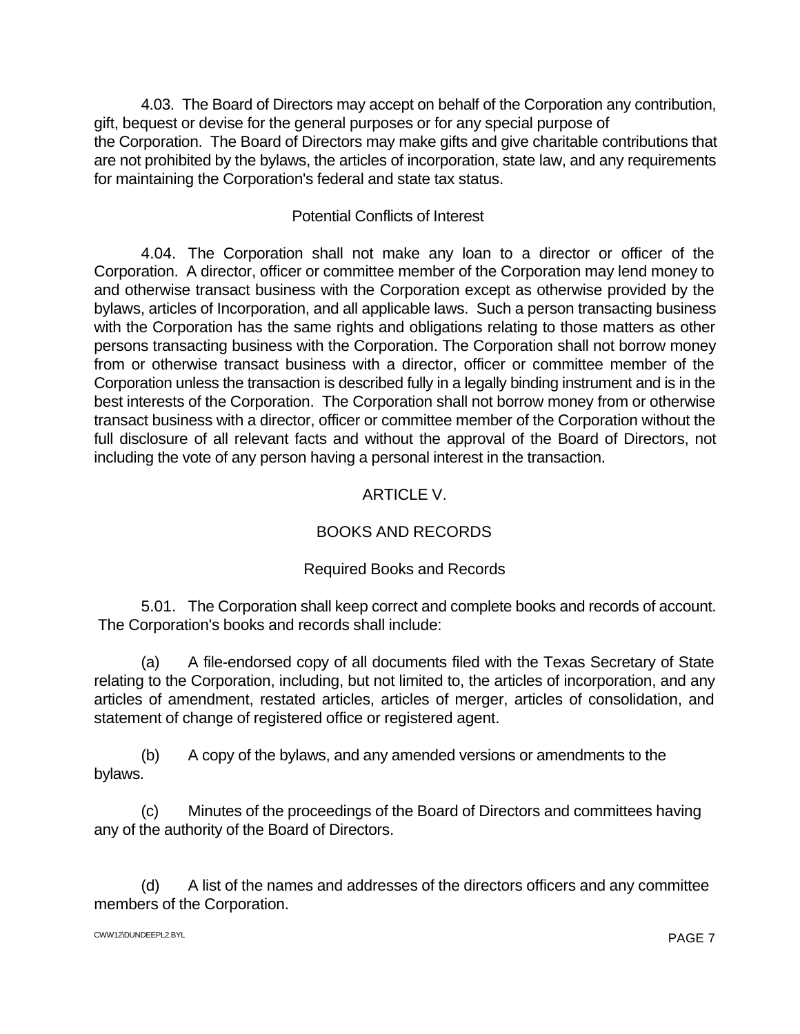4.03. The Board of Directors may accept on behalf of the Corporation any contribution, gift, bequest or devise for the general purposes or for any special purpose of the Corporation. The Board of Directors may make gifts and give charitable contributions that are not prohibited by the bylaws, the articles of incorporation, state law, and any requirements for maintaining the Corporation's federal and state tax status.

### Potential Conflicts of Interest

4.04. The Corporation shall not make any loan to a director or officer of the Corporation. A director, officer or committee member of the Corporation may lend money to and otherwise transact business with the Corporation except as otherwise provided by the bylaws, articles of Incorporation, and all applicable laws. Such a person transacting business with the Corporation has the same rights and obligations relating to those matters as other persons transacting business with the Corporation. The Corporation shall not borrow money from or otherwise transact business with a director, officer or committee member of the Corporation unless the transaction is described fully in a legally binding instrument and is in the best interests of the Corporation. The Corporation shall not borrow money from or otherwise transact business with a director, officer or committee member of the Corporation without the full disclosure of all relevant facts and without the approval of the Board of Directors, not including the vote of any person having a personal interest in the transaction.

## ARTICLE V.

## BOOKS AND RECORDS

### Required Books and Records

5.01. The Corporation shall keep correct and complete books and records of account. The Corporation's books and records shall include:

(a) A file-endorsed copy of all documents filed with the Texas Secretary of State relating to the Corporation, including, but not limited to, the articles of incorporation, and any articles of amendment, restated articles, articles of merger, articles of consolidation, and statement of change of registered office or registered agent.

(b) A copy of the bylaws, and any amended versions or amendments to the bylaws.

(c) Minutes of the proceedings of the Board of Directors and committees having any of the authority of the Board of Directors.

(d) A list of the names and addresses of the directors officers and any committee members of the Corporation.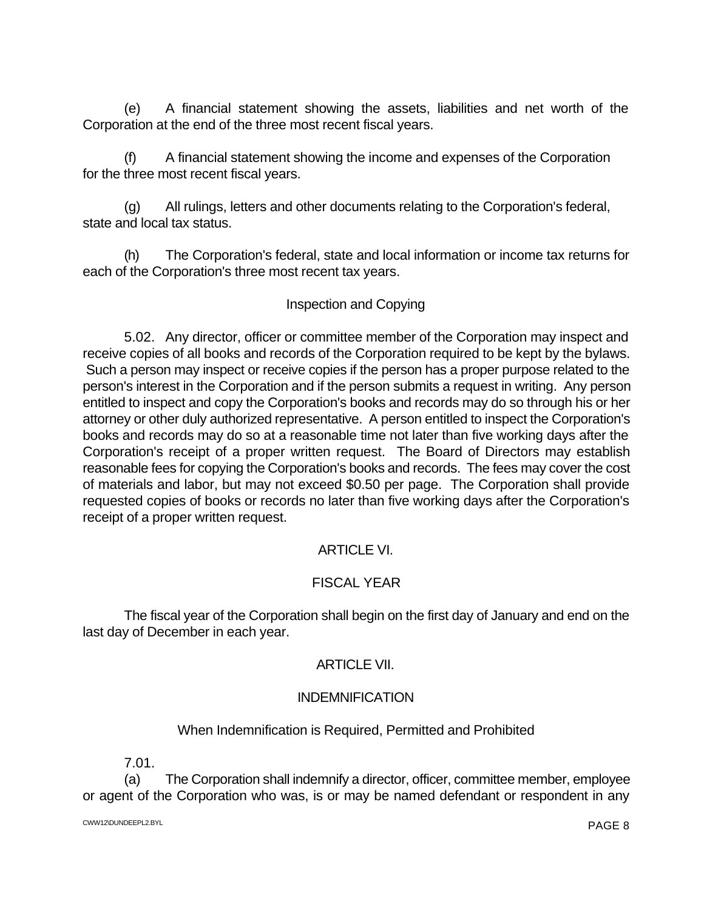(e) A financial statement showing the assets, liabilities and net worth of the Corporation at the end of the three most recent fiscal years.

(f) A financial statement showing the income and expenses of the Corporation for the three most recent fiscal years.

(g) All rulings, letters and other documents relating to the Corporation's federal, state and local tax status.

(h) The Corporation's federal, state and local information or income tax returns for each of the Corporation's three most recent tax years.

### Inspection and Copying

5.02. Any director, officer or committee member of the Corporation may inspect and receive copies of all books and records of the Corporation required to be kept by the bylaws. Such a person may inspect or receive copies if the person has a proper purpose related to the person's interest in the Corporation and if the person submits a request in writing. Any person entitled to inspect and copy the Corporation's books and records may do so through his or her attorney or other duly authorized representative. A person entitled to inspect the Corporation's books and records may do so at a reasonable time not later than five working days after the Corporation's receipt of a proper written request. The Board of Directors may establish reasonable fees for copying the Corporation's books and records. The fees may cover the cost of materials and labor, but may not exceed $0.50 per page. The Corporation shall provide requested copies of books or records no later than five working days after the Corporation's receipt of a proper written request.

## ARTICLE VI.

## FISCAL YEAR

The fiscal year of the Corporation shall begin on the first day of January and end on the last day of December in each year.

## ARTICLE VII.

## INDEMNIFICATION

### When Indemnification is Required, Permitted and Prohibited

7.01.

(a) The Corporation shall indemnify a director, officer, committee member, employee or agent of the Corporation who was, is or may be named defendant or respondent in any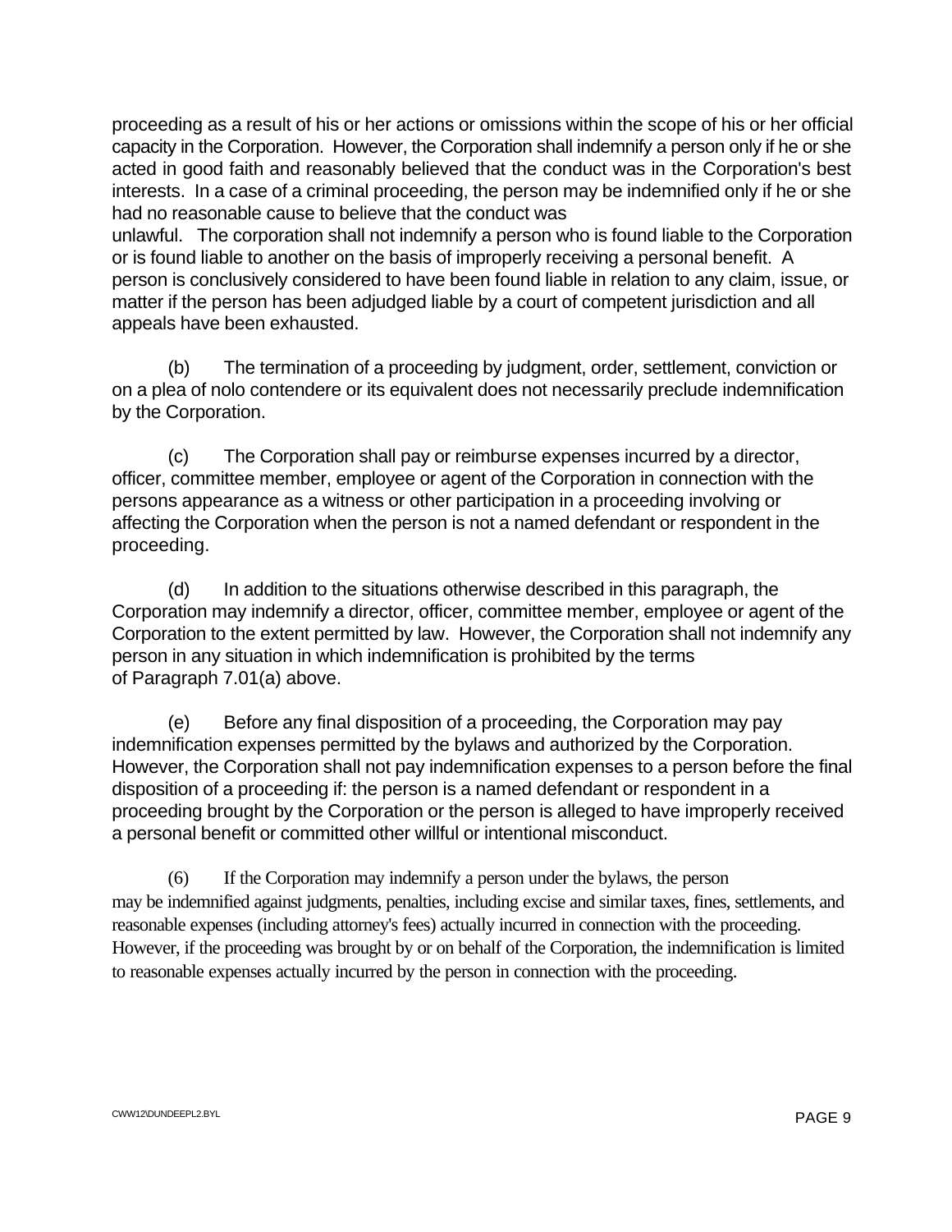proceeding as a result of his or her actions or omissions within the scope of his or her official capacity in the Corporation. However, the Corporation shall indemnify a person only if he or she acted in good faith and reasonably believed that the conduct was in the Corporation's best interests. In a case of a criminal proceeding, the person may be indemnified only if he or she had no reasonable cause to believe that the conduct was unlawful. The corporation shall not indemnify a person who is found liable to the Corporation or is found liable to another on the basis of improperly receiving a personal benefit. A person is conclusively considered to have been found liable in relation to any claim, issue, or matter if the person has been adjudged liable by a court of competent jurisdiction and all appeals have been exhausted.

(b) The termination of a proceeding by judgment, order, settlement, conviction or on a plea of nolo contendere or its equivalent does not necessarily preclude indemnification by the Corporation.

(c) The Corporation shall pay or reimburse expenses incurred by a director, officer, committee member, employee or agent of the Corporation in connection with the persons appearance as a witness or other participation in a proceeding involving or affecting the Corporation when the person is not a named defendant or respondent in the proceeding.

(d) In addition to the situations otherwise described in this paragraph, the Corporation may indemnify a director, officer, committee member, employee or agent of the Corporation to the extent permitted by law. However, the Corporation shall not indemnify any person in any situation in which indemnification is prohibited by the terms of Paragraph 7.01(a) above.

(e) Before any final disposition of a proceeding, the Corporation may pay indemnification expenses permitted by the bylaws and authorized by the Corporation. However, the Corporation shall not pay indemnification expenses to a person before the final disposition of a proceeding if: the person is a named defendant or respondent in a proceeding brought by the Corporation or the person is alleged to have improperly received a personal benefit or committed other willful or intentional misconduct.

(6) If the Corporation may indemnify a person under the bylaws, the person may be indemnified against judgments, penalties, including excise and similar taxes, fines, settlements, and reasonable expenses (including attorney's fees) actually incurred in connection with the proceeding. However, if the proceeding was brought by or on behalf of the Corporation, the indemnification is limited to reasonable expenses actually incurred by the person in connection with the proceeding.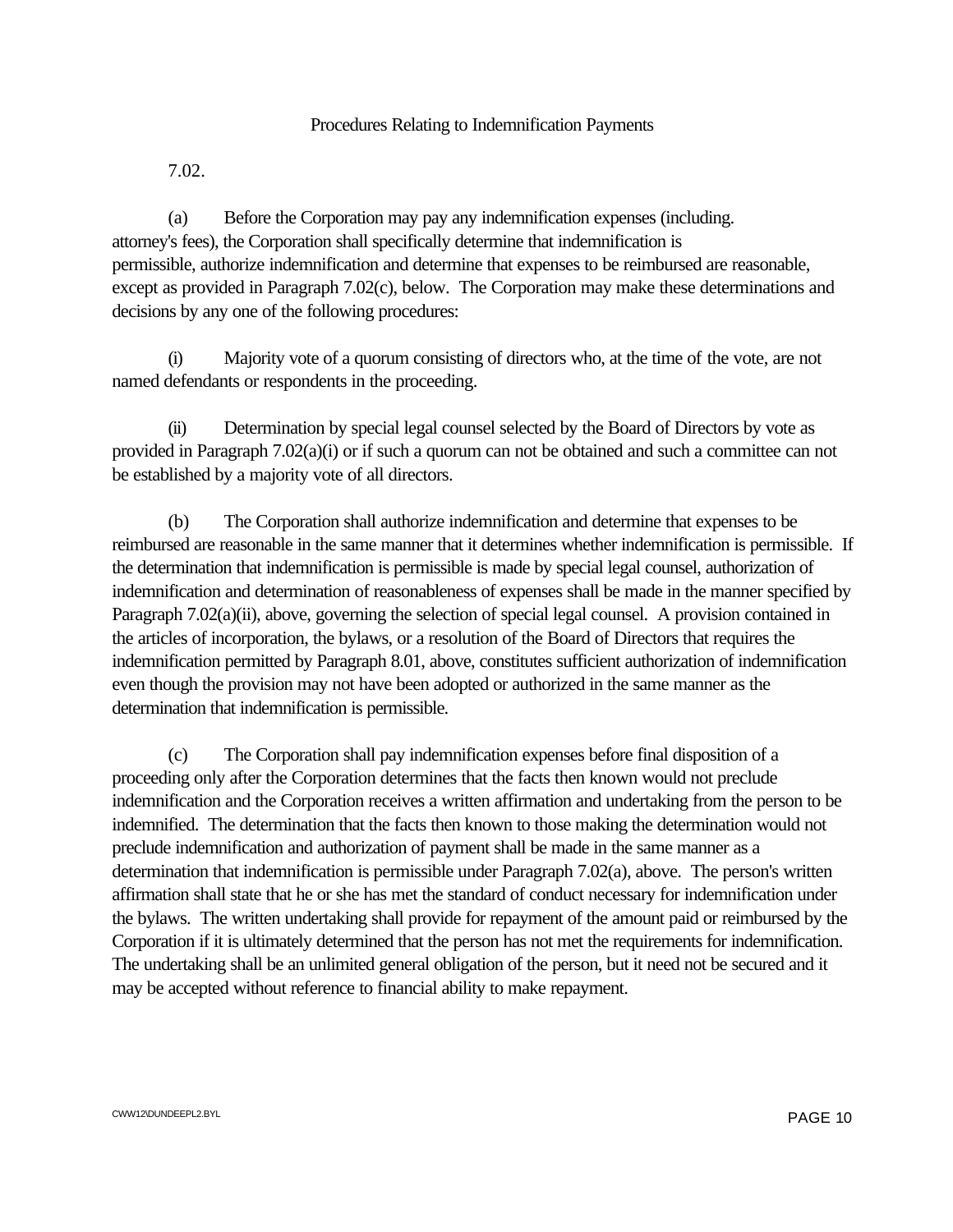## Procedures Relating to Indemnification Payments

7.02.

(a) Before the Corporation may pay any indemnification expenses (including. attorney's fees), the Corporation shall specifically determine that indemnification is permissible, authorize indemnification and determine that expenses to be reimbursed are reasonable, except as provided in Paragraph 7.02(c), below. The Corporation may make these determinations and decisions by any one of the following procedures:

(i) Majority vote of a quorum consisting of directors who, at the time of the vote, are not named defendants or respondents in the proceeding.

(ii) Determination by special legal counsel selected by the Board of Directors by vote as provided in Paragraph 7.02(a)(i) or if such a quorum can not be obtained and such a committee can not be established by a majority vote of all directors.

(b) The Corporation shall authorize indemnification and determine that expenses to be reimbursed are reasonable in the same manner that it determines whether indemnification is permissible. If the determination that indemnification is permissible is made by special legal counsel, authorization of indemnification and determination of reasonableness of expenses shall be made in the manner specified by Paragraph 7.02(a)(ii), above, governing the selection of special legal counsel. A provision contained in the articles of incorporation, the bylaws, or a resolution of the Board of Directors that requires the indemnification permitted by Paragraph 8.01, above, constitutes sufficient authorization of indemnification even though the provision may not have been adopted or authorized in the same manner as the determination that indemnification is permissible.

(c) The Corporation shall pay indemnification expenses before final disposition of a proceeding only after the Corporation determines that the facts then known would not preclude indemnification and the Corporation receives a written affirmation and undertaking from the person to be indemnified. The determination that the facts then known to those making the determination would not preclude indemnification and authorization of payment shall be made in the same manner as a determination that indemnification is permissible under Paragraph 7.02(a), above. The person's written affirmation shall state that he or she has met the standard of conduct necessary for indemnification under the bylaws. The written undertaking shall provide for repayment of the amount paid or reimbursed by the Corporation if it is ultimately determined that the person has not met the requirements for indemnification. The undertaking shall be an unlimited general obligation of the person, but it need not be secured and it may be accepted without reference to financial ability to make repayment.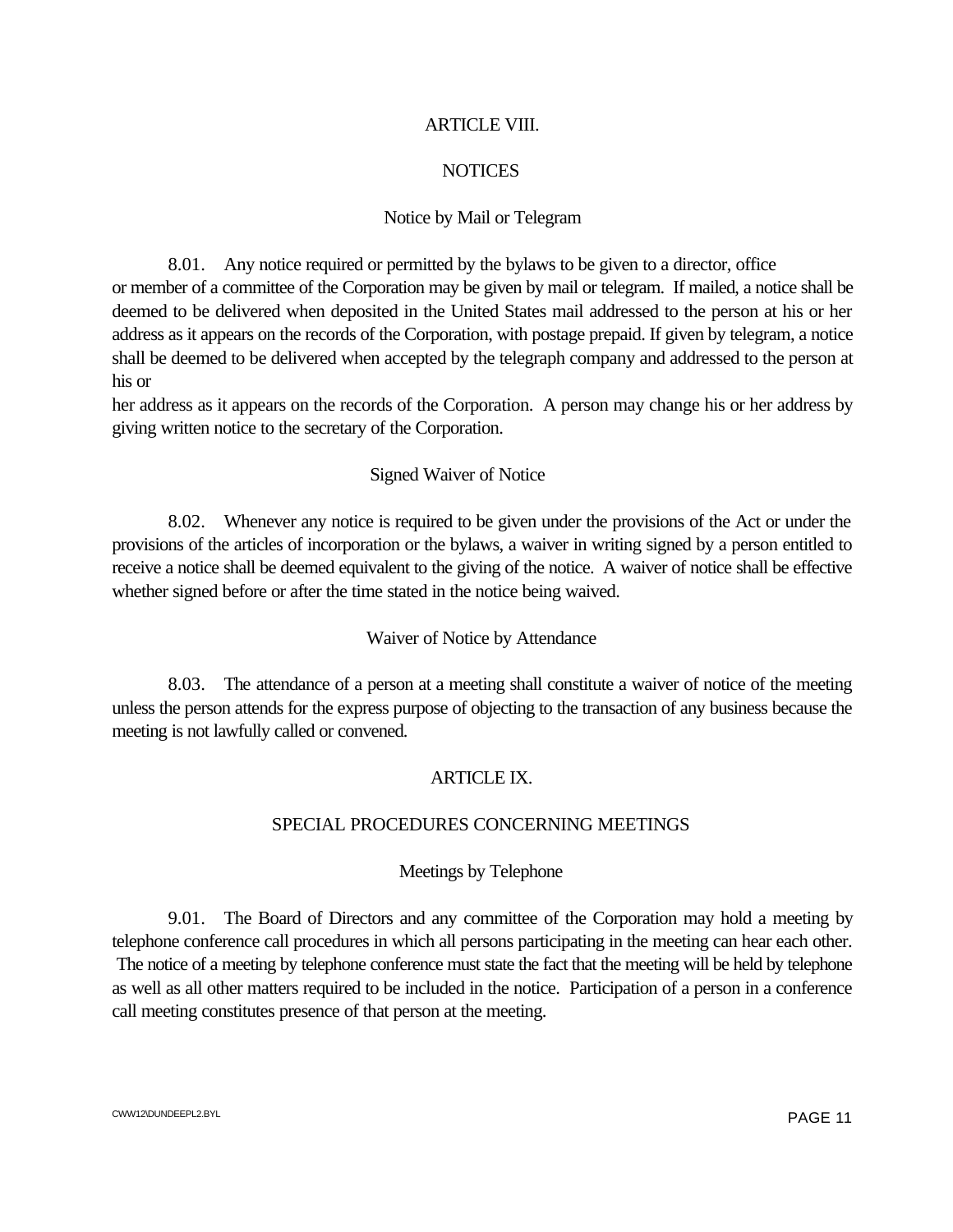## ARTICLE VIII.

## NOTICES

### Notice by Mail or Telegram

8.01. Any notice required or permitted by the bylaws to be given to a director, office or member of a committee of the Corporation may be given by mail or telegram. If mailed, a notice shall be deemed to be delivered when deposited in the United States mail addressed to the person at his or her address as it appears on the records of the Corporation, with postage prepaid. If given by telegram, a notice shall be deemed to be delivered when accepted by the telegraph company and addressed to the person at his or her address as it appears on the records of the Corporation. A person may change his or her address by giving written notice to the secretary of the Corporation.

### Signed Waiver of Notice

8.02. Whenever any notice is required to be given under the provisions of the Act or under the provisions of the articles of incorporation or the bylaws, a waiver in writing signed by a person entitled to receive a notice shall be deemed equivalent to the giving of the notice. A waiver of notice shall be effective whether signed before or after the time stated in the notice being waived.

### Waiver of Notice by Attendance

8.03. The attendance of a person at a meeting shall constitute a waiver of notice of the meeting unless the person attends for the express purpose of objecting to the transaction of any business because the meeting is not lawfully called or convened.

## ARTICLE IX.

## SPECIAL PROCEDURES CONCERNING MEETINGS

### Meetings by Telephone

9.01. The Board of Directors and any committee of the Corporation may hold a meeting by telephone conference call procedures in which all persons participating in the meeting can hear each other. The notice of a meeting by telephone conference must state the fact that the meeting will be held by telephone as well as all other matters required to be included in the notice. Participation of a person in a conference call meeting constitutes presence of that person at the meeting.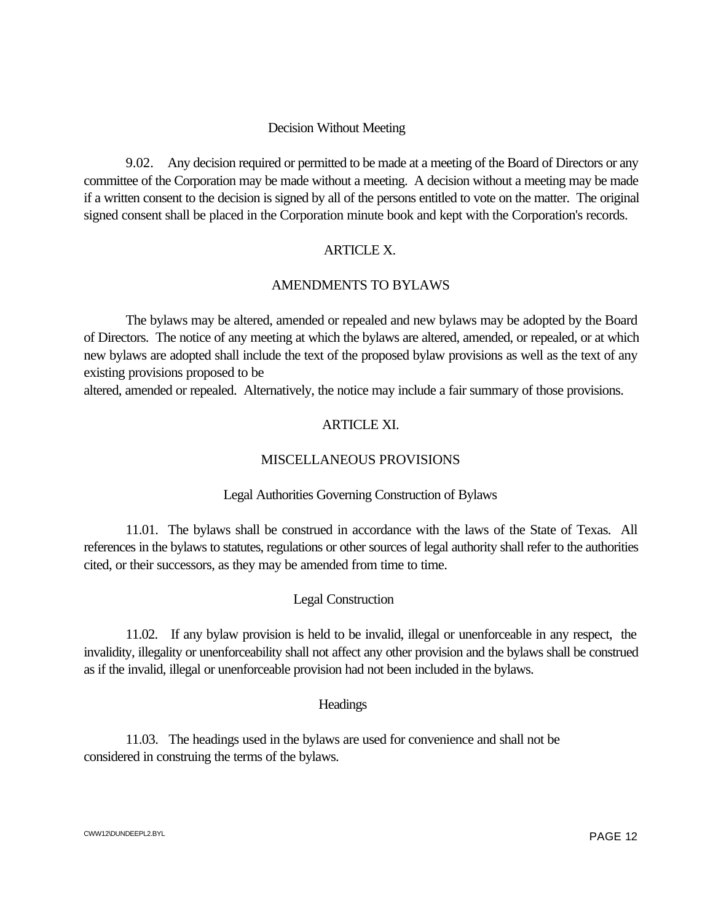### Decision Without Meeting

9.02. Any decision required or permitted to be made at a meeting of the Board of Directors or any committee of the Corporation may be made without a meeting. A decision without a meeting may be made if a written consent to the decision is signed by all of the persons entitled to vote on the matter. The original signed consent shall be placed in the Corporation minute book and kept with the Corporation's records.

## ARTICLE X.

## AMENDMENTS TO BYLAWS

The bylaws may be altered, amended or repealed and new bylaws may be adopted by the Board of Directors. The notice of any meeting at which the bylaws are altered, amended, or repealed, or at which new bylaws are adopted shall include the text of the proposed bylaw provisions as well as the text of any existing provisions proposed to be altered, amended or repealed. Alternatively, the notice may include a fair summary of those provisions.

## ARTICLE XI.

## MISCELLANEOUS PROVISIONS

### Legal Authorities Governing Construction of Bylaws

11.01. The bylaws shall be construed in accordance with the laws of the State of Texas. All references in the bylaws to statutes, regulations or other sources of legal authority shall refer to the authorities cited, or their successors, as they may be amended from time to time.

### Legal Construction

11.02. If any bylaw provision is held to be invalid, illegal or unenforceable in any respect, the invalidity, illegality or unenforceability shall not affect any other provision and the bylaws shall be construed as if the invalid, illegal or unenforceable provision had not been included in the bylaws.

### Headings

11.03. The headings used in the bylaws are used for convenience and shall not be considered in construing the terms of the bylaws.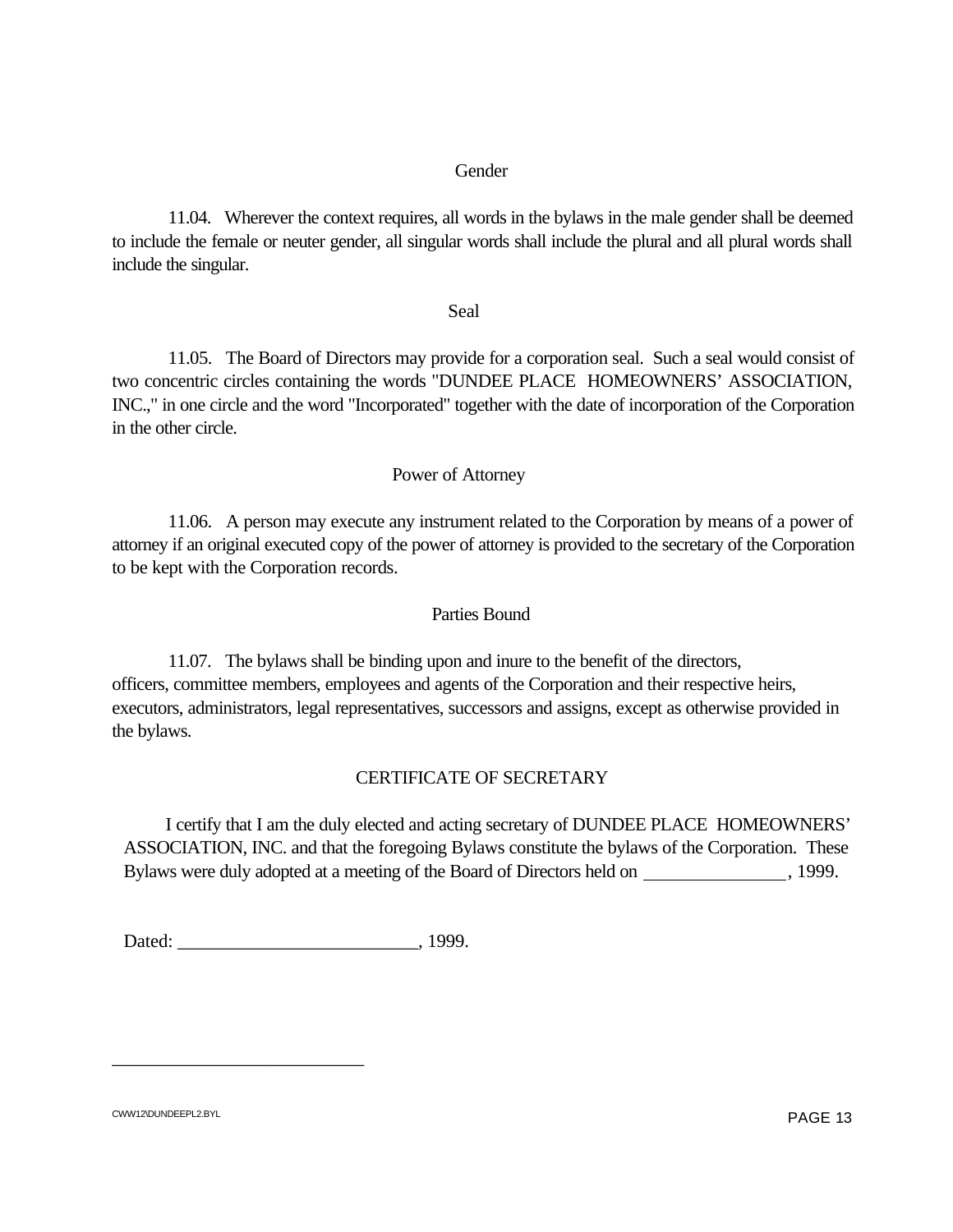### Gender

11.04. Wherever the context requires, all words in the bylaws in the male gender shall be deemed to include the female or neuter gender, all singular words shall include the plural and all plural words shall include the singular.

### Seal

11.05. The Board of Directors may provide for a corporation seal. Such a seal would consist of two concentric circles containing the words "DUNDEE PLACE HOMEOWNERS' ASSOCIATION, INC.," in one circle and the word "Incorporated" together with the date of incorporation of the Corporation in the other circle.

### Power of Attorney

11.06. A person may execute any instrument related to the Corporation by means of a power of attorney if an original executed copy of the power of attorney is provided to the secretary of the Corporation to be kept with the Corporation records.

### Parties Bound

11.07. The bylaws shall be binding upon and inure to the benefit of the directors, officers, committee members, employees and agents of the Corporation and their respective heirs, executors, administrators, legal representatives, successors and assigns, except as otherwise provided in the bylaws.

## CERTIFICATE OF SECRETARY

I certify that I am the duly elected and acting secretary of DUNDEE PLACE HOMEOWNERS' ASSOCIATION, INC. and that the foregoing Bylaws constitute the bylaws of the Corporation. These Bylaws were duly adopted at a meeting of the Board of Directors held on ________________, 1999.

Dated: __________________________, 1999.

____________________________

CWW12\DUNDEEPL2.BYL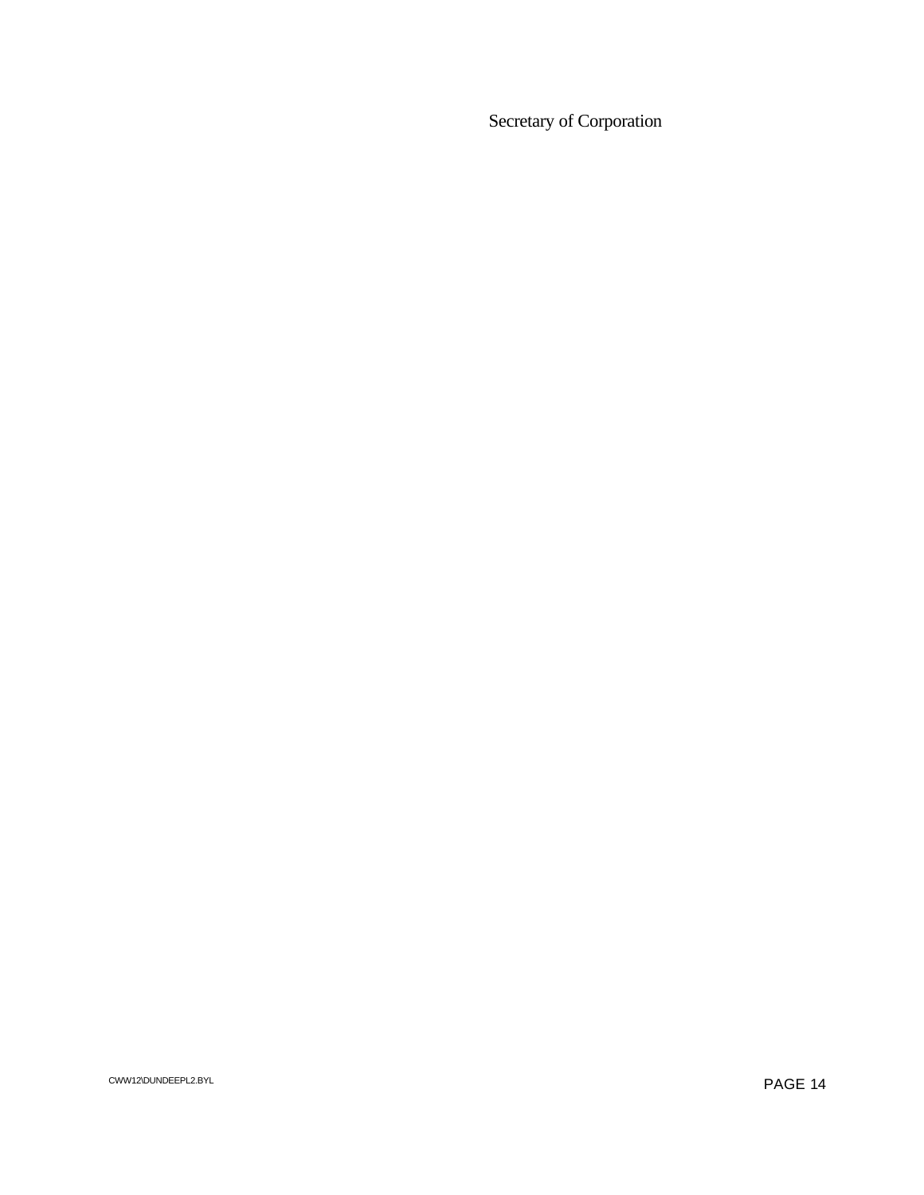Secretary of Corporation